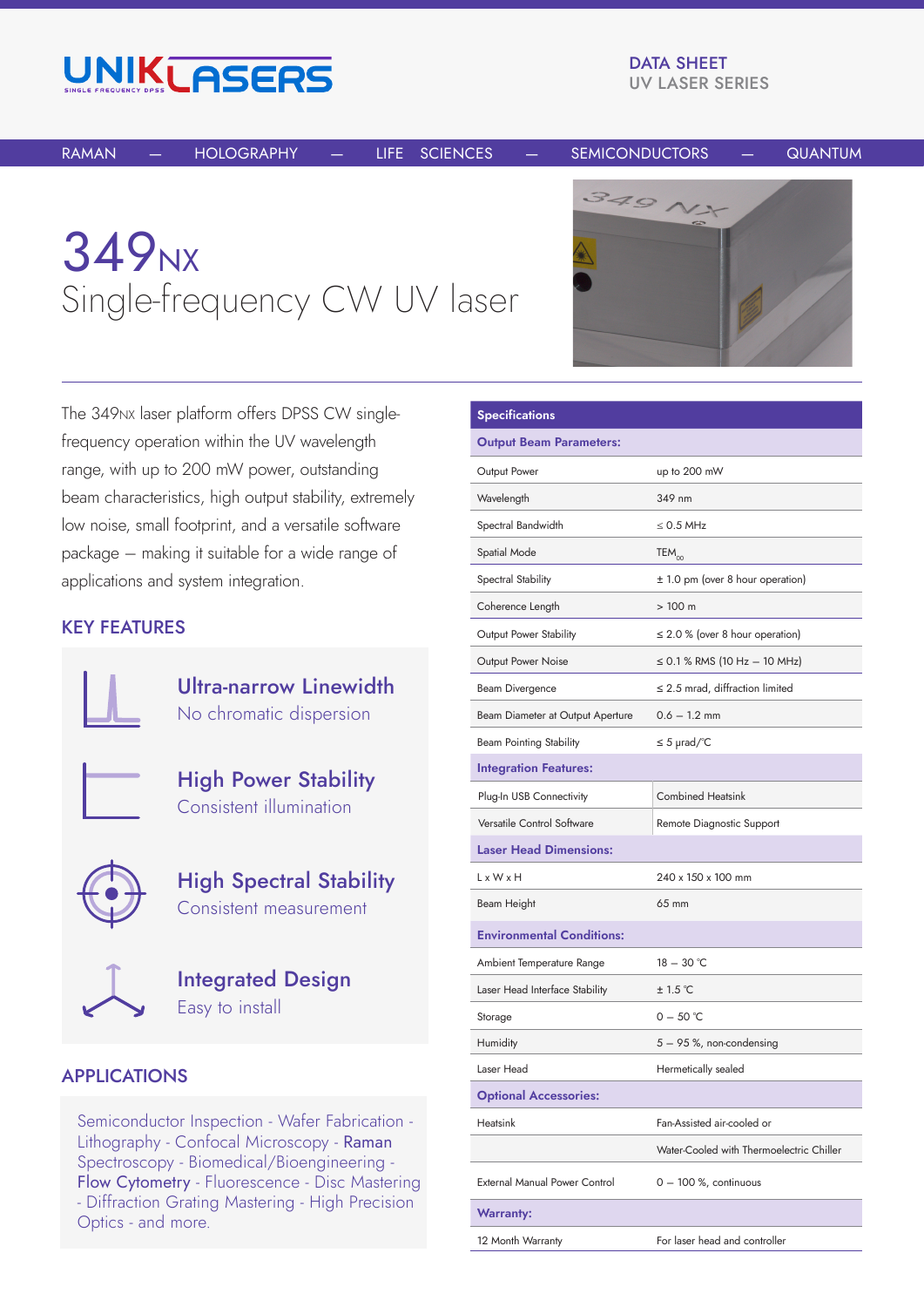UNIKLASERS
SINGLE FREQUENCY DPSS

DATA SHEET
UV LASER SERIES

RAMAN — HOLOGRAPHY — LIFE SCIENCES — SEMICONDUCTORS — QUANTUM

# 349NX
## Single-frequency CW UV laser

The 349NX laser platform offers DPSS CW single-frequency operation within the UV wavelength range, with up to 200 mW power, outstanding beam characteristics, high output stability, extremely low noise, small footprint, and a versatile software package — making it suitable for a wide range of applications and system integration.

## KEY FEATURES

**Ultra-narrow Linewidth**
No chromatic dispersion

**High Power Stability**
Consistent illumination

**High Spectral Stability**
Consistent measurement

**Integrated Design**
Easy to install

## APPLICATIONS

Semiconductor Inspection - Wafer Fabrication - Lithography - Confocal Microscopy - **Raman Spectroscopy** - Biomedical/Bioengineering - **Flow Cytometry** - Fluorescence - Disc Mastering - Diffraction Grating Mastering - High Precision Optics - and more.

| Specifications | |
|---|---|
| **Output Beam Parameters:** | |
| Output Power | up to 200 mW |
| Wavelength | 349 nm |
| Spectral Bandwidth | ≤ 0.5 MHz |
| Spatial Mode | $TEM_{00}$ |
| Spectral Stability | ± 1.0 pm (over 8 hour operation) |
| Coherence Length | > 100 m |
| Output Power Stability | ≤ 2.0 % (over 8 hour operation) |
| Output Power Noise | ≤ 0.1 % RMS (10 Hz – 10 MHz) |
| Beam Divergence | ≤ 2.5 mrad, diffraction limited |
| Beam Diameter at Output Aperture | 0.6 – 1.2 mm |
| Beam Pointing Stability | ≤ 5 µrad/°C |
| **Integration Features:** | |
| Plug-In USB Connectivity | Combined Heatsink |
| Versatile Control Software | Remote Diagnostic Support |
| **Laser Head Dimensions:** | |
| L x W x H | 240 x 150 x 100 mm |
| Beam Height | 65 mm |
| **Environmental Conditions:** | |
| Ambient Temperature Range | 18 – 30 °C |
| Laser Head Interface Stability | ± 1.5 °C |
| Storage | 0 – 50 °C |
| Humidity | 5 – 95 %, non-condensing |
| Laser Head | Hermetically sealed |
| **Optional Accessories:** | |
| Heatsink | Fan-Assisted air-cooled or |
| | Water-Cooled with Thermoelectric Chiller |
| External Manual Power Control | 0 – 100 %, continuous |
| **Warranty:** | |
| 12 Month Warranty | For laser head and controller |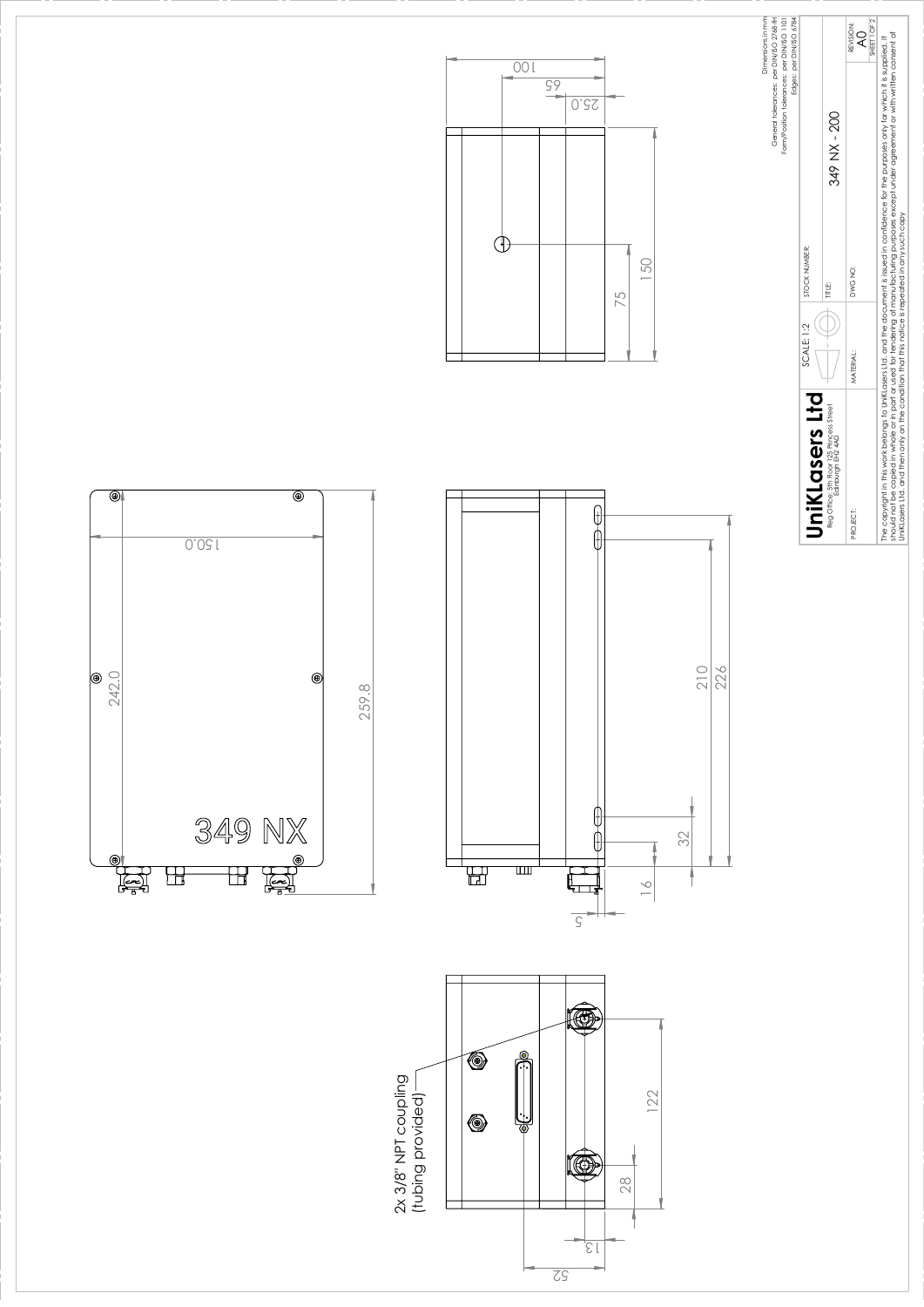2x 3/8" NPT coupling
(tubing provided)

122
28
13
52

150.0
242.0
259.8

349 NX

210
226
32
16
5

100
65
25.0
75
150

Dimensions in mm
General tolerances: per DIN/ISO 2768-fH
Form/Position tolerances: per DIN/ISO 1101
Edges: per DIN/ISO 6784

**UniKLasers Ltd**
Reg Office: 5th Floor 125 Princess Street
Edinburgh EH2 4AD

| | | | |
|---|---|---|---|
| SCALE: 1:2 | STOCK NUMBER: | | |
| | TITLE: | 349 NX - 200 | |
| PROJECT: | MATERIAL: | DWG NO: | REVISION: A0 |
| | | | SHEET 1 OF 2 |

The copyright in this work belongs to UniKLasers Ltd. and the document is issued in confidence for the purposes only for which it is supplied. It should not be copied in whole or in part or used for tendering of manufacturing purposes except under agreement or with written consent of UniKLasers Ltd. and then only on the condition that this notice is repeated in any such copy